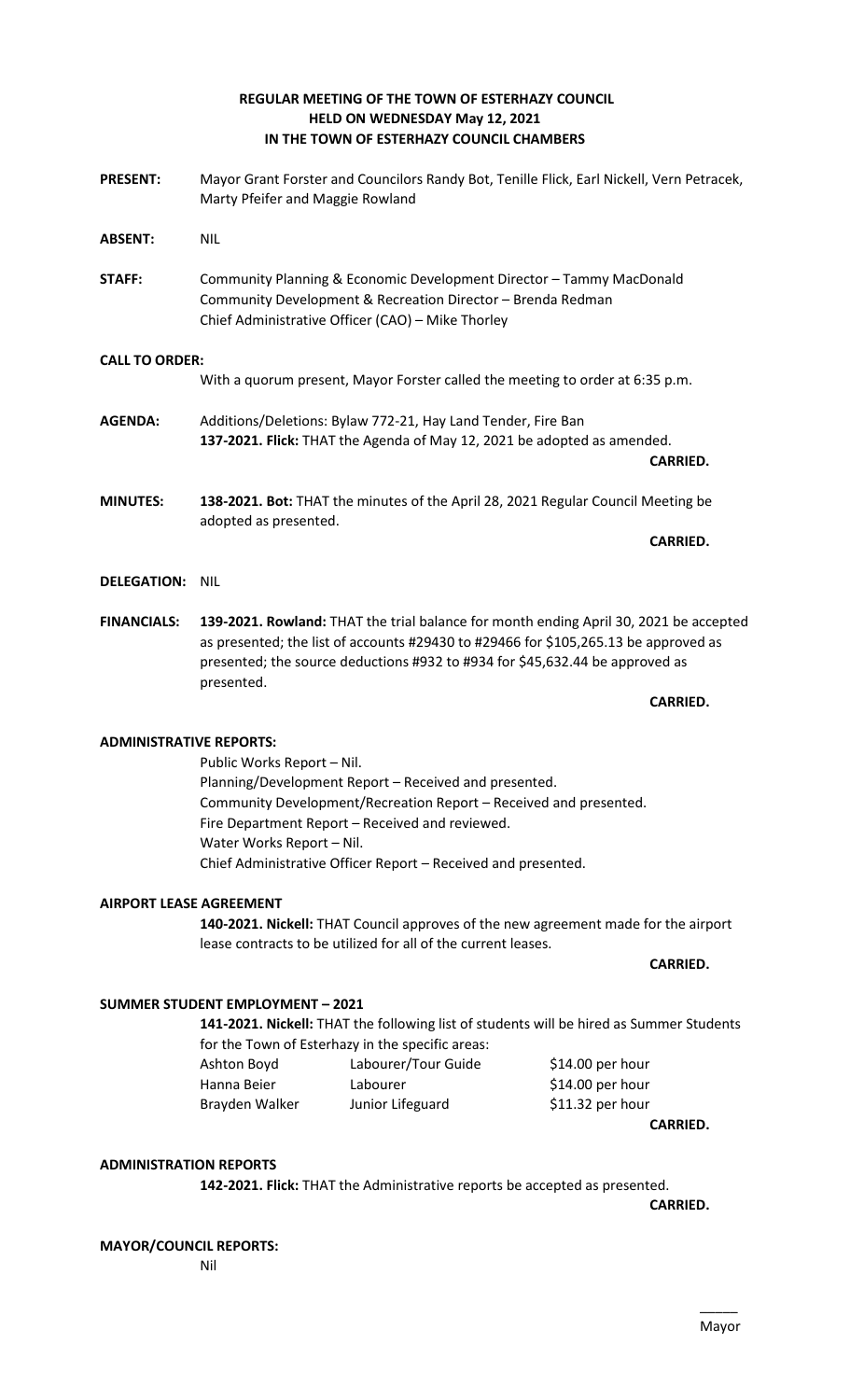# REGULAR MEETING OF THE TOWN OF ESTERHAZY COUNCIL
## HELD ON WEDNESDAY May 12, 2021
## IN THE TOWN OF ESTERHAZY COUNCIL CHAMBERS

**PRESENT:** Mayor Grant Forster and Councilors Randy Bot, Tenille Flick, Earl Nickell, Vern Petracek, Marty Pfeifer and Maggie Rowland

**ABSENT:** NIL

**STAFF:** Community Planning & Economic Development Director – Tammy MacDonald
Community Development & Recreation Director – Brenda Redman
Chief Administrative Officer (CAO) – Mike Thorley

**CALL TO ORDER:**

With a quorum present, Mayor Forster called the meeting to order at 6:35 p.m.

**AGENDA:** Additions/Deletions: Bylaw 772-21, Hay Land Tender, Fire Ban
**137-2021. Flick:** THAT the Agenda of May 12, 2021 be adopted as amended.

**CARRIED.**

**MINUTES:** **138-2021. Bot:** THAT the minutes of the April 28, 2021 Regular Council Meeting be adopted as presented.

**CARRIED.**

**DELEGATION:** NIL

**FINANCIALS:** **139-2021. Rowland:** THAT the trial balance for month ending April 30, 2021 be accepted as presented; the list of accounts #29430 to #29466 for $105,265.13 be approved as presented; the source deductions #932 to #934 for $45,632.44 be approved as presented.

**CARRIED.**

**ADMINISTRATIVE REPORTS:**

Public Works Report – Nil.
Planning/Development Report – Received and presented.
Community Development/Recreation Report – Received and presented.
Fire Department Report – Received and reviewed.
Water Works Report – Nil.
Chief Administrative Officer Report – Received and presented.

**AIRPORT LEASE AGREEMENT**

**140-2021. Nickell:** THAT Council approves of the new agreement made for the airport lease contracts to be utilized for all of the current leases.

**CARRIED.**

**SUMMER STUDENT EMPLOYMENT – 2021**

**141-2021. Nickell:** THAT the following list of students will be hired as Summer Students for the Town of Esterhazy in the specific areas:

| | | |
|---|---|---|
| Ashton Boyd | Labourer/Tour Guide | $14.00 per hour |
| Hanna Beier | Labourer | $14.00 per hour |
| Brayden Walker | Junior Lifeguard | $11.32 per hour |

**CARRIED.**

**ADMINISTRATION REPORTS**

**142-2021. Flick:** THAT the Administrative reports be accepted as presented.

**CARRIED.**

**MAYOR/COUNCIL REPORTS:**

Nil

_____
Mayor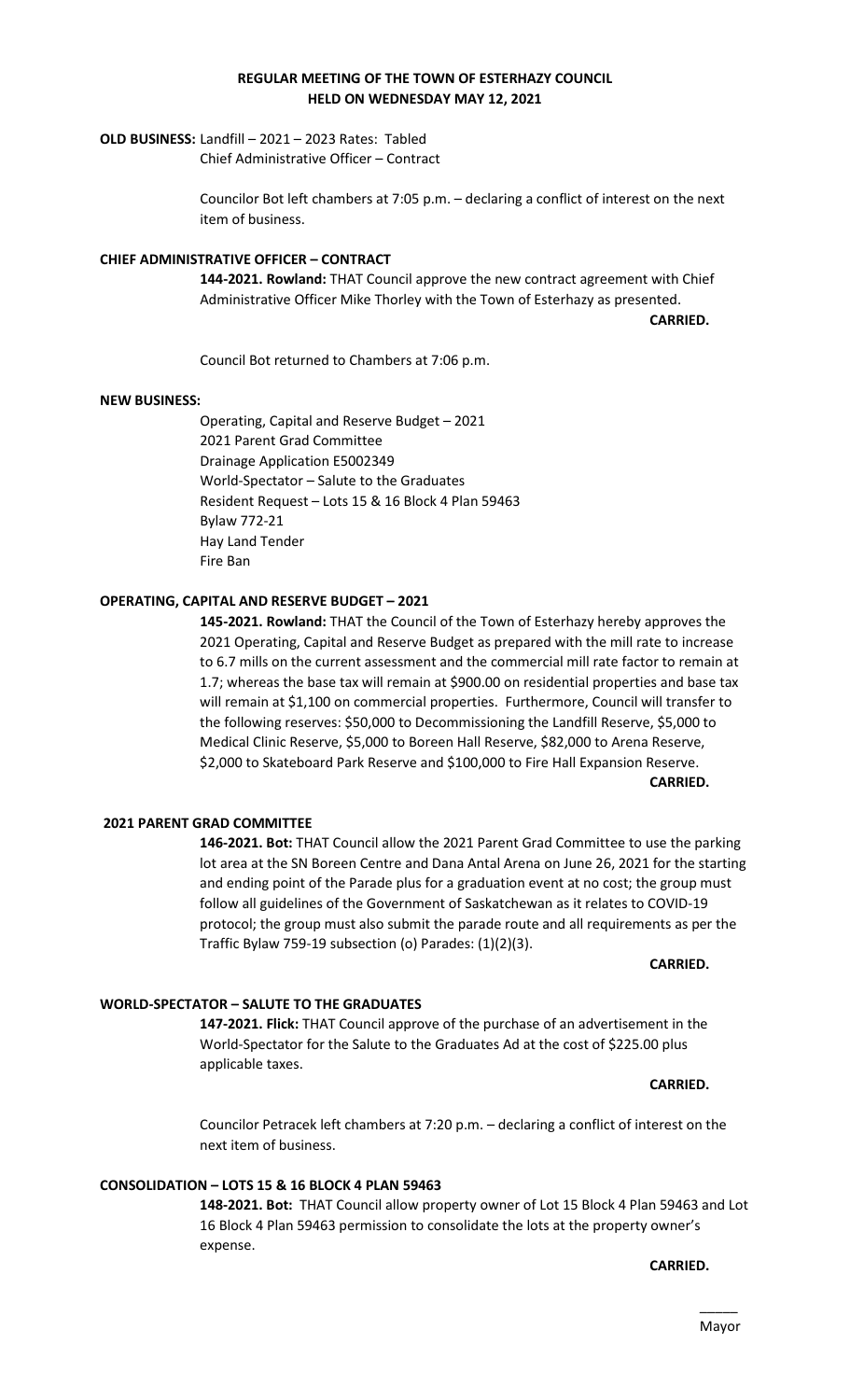**REGULAR MEETING OF THE TOWN OF ESTERHAZY COUNCIL**
**HELD ON WEDNESDAY MAY 12, 2021**

**OLD BUSINESS:** Landfill – 2021 – 2023 Rates: Tabled
Chief Administrative Officer – Contract

Councilor Bot left chambers at 7:05 p.m. – declaring a conflict of interest on the next item of business.

**CHIEF ADMINISTRATIVE OFFICER – CONTRACT**

**144-2021. Rowland:** THAT Council approve the new contract agreement with Chief Administrative Officer Mike Thorley with the Town of Esterhazy as presented.

**CARRIED.**

Council Bot returned to Chambers at 7:06 p.m.

**NEW BUSINESS:**

Operating, Capital and Reserve Budget – 2021
2021 Parent Grad Committee
Drainage Application E5002349
World-Spectator – Salute to the Graduates
Resident Request – Lots 15 & 16 Block 4 Plan 59463
Bylaw 772-21
Hay Land Tender
Fire Ban

**OPERATING, CAPITAL AND RESERVE BUDGET – 2021**

**145-2021. Rowland:** THAT the Council of the Town of Esterhazy hereby approves the 2021 Operating, Capital and Reserve Budget as prepared with the mill rate to increase to 6.7 mills on the current assessment and the commercial mill rate factor to remain at 1.7; whereas the base tax will remain at $900.00 on residential properties and base tax will remain at $1,100 on commercial properties. Furthermore, Council will transfer to the following reserves: $50,000 to Decommissioning the Landfill Reserve, $5,000 to Medical Clinic Reserve, $5,000 to Boreen Hall Reserve, $82,000 to Arena Reserve, $2,000 to Skateboard Park Reserve and $100,000 to Fire Hall Expansion Reserve.

**CARRIED.**

**2021 PARENT GRAD COMMITTEE**

**146-2021. Rowland:** THAT Council allow the 2021 Parent Grad Committee to use the parking lot area at the SN Boreen Centre and Dana Antal Arena on June 26, 2021 for the starting and ending point of the Parade plus for a graduation event at no cost; the group must follow all guidelines of the Government of Saskatchewan as it relates to COVID-19 protocol; the group must also submit the parade route and all requirements as per the Traffic Bylaw 759-19 subsection (o) Parades: (1)(2)(3).

**CARRIED.**

**WORLD-SPECTATOR – SALUTE TO THE GRADUATES**

**147-2021. Flick:** THAT Council approve of the purchase of an advertisement in the World-Spectator for the Salute to the Graduates Ad at the cost of $225.00 plus applicable taxes.

**CARRIED.**

Councilor Petracek left chambers at 7:20 p.m. – declaring a conflict of interest on the next item of business.

**CONSOLIDATION – LOTS 15 & 16 BLOCK 4 PLAN 59463**

**148-2021. Bot:** THAT Council allow property owner of Lot 15 Block 4 Plan 59463 and Lot 16 Block 4 Plan 59463 permission to consolidate the lots at the property owner's expense.

**CARRIED.**

_____
Mayor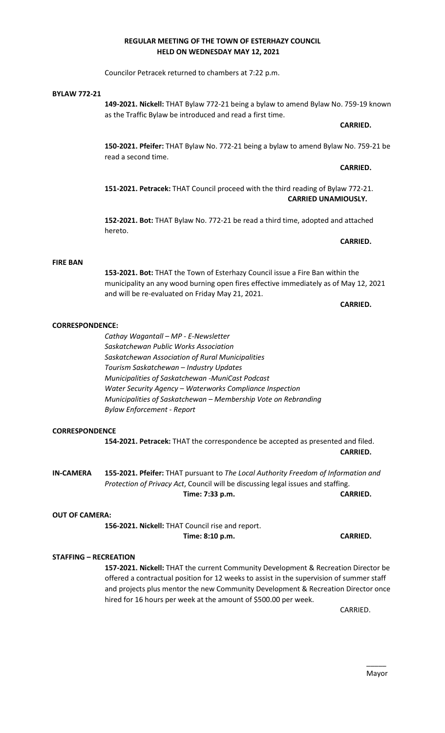# REGULAR MEETING OF THE TOWN OF ESTERHAZY COUNCIL
## HELD ON WEDNESDAY MAY 12, 2021

Councilor Petracek returned to chambers at 7:22 p.m.

**BYLAW 772-21**

**149-2021. Nickell:** THAT Bylaw 772-21 being a bylaw to amend Bylaw No. 759-19 known as the Traffic Bylaw be introduced and read a first time.

**CARRIED.**

**150-2021. Pfeifer:** THAT Bylaw No. 772-21 being a bylaw to amend Bylaw No. 759-21 be read a second time.

**CARRIED.**

**151-2021. Petracek:** THAT Council proceed with the third reading of Bylaw 772-21.

**CARRIED UNAMIOUSLY.**

**152-2021. Bot:** THAT Bylaw No. 772-21 be read a third time, adopted and attached hereto.

**CARRIED.**

**FIRE BAN**

**153-2021. Bot:** THAT the Town of Esterhazy Council issue a Fire Ban within the municipality an any wood burning open fires effective immediately as of May 12, 2021 and will be re-evaluated on Friday May 21, 2021.

**CARRIED.**

**CORRESPONDENCE:**

*Cathay Wagantall – MP - E-Newsletter*
*Saskatchewan Public Works Association*
*Saskatchewan Association of Rural Municipalities*
*Tourism Saskatchewan – Industry Updates*
*Municipalities of Saskatchewan -MuniCast Podcast*
*Water Security Agency – Waterworks Compliance Inspection*
*Municipalities of Saskatchewan – Membership Vote on Rebranding*
*Bylaw Enforcement - Report*

**CORRESPONDENCE**

**154-2021. Petracek:** THAT the correspondence be accepted as presented and filed.

**CARRIED.**

**IN-CAMERA**

**155-2021. Pfeifer:** THAT pursuant to *The Local Authority Freedom of Information and Protection of Privacy Act*, Council will be discussing legal issues and staffing.

**Time: 7:33 p.m.** **CARRIED.**

**OUT OF CAMERA:**

**156-2021. Nickell:** THAT Council rise and report.

**Time: 8:10 p.m.** **CARRIED.**

**STAFFING – RECREATION**

**157-2021. Nickell:** THAT the current Community Development & Recreation Director be offered a contractual position for 12 weeks to assist in the supervision of summer staff and projects plus mentor the new Community Development & Recreation Director once hired for 16 hours per week at the amount of $500.00 per week.

CARRIED.

\_\_\_\_\_
Mayor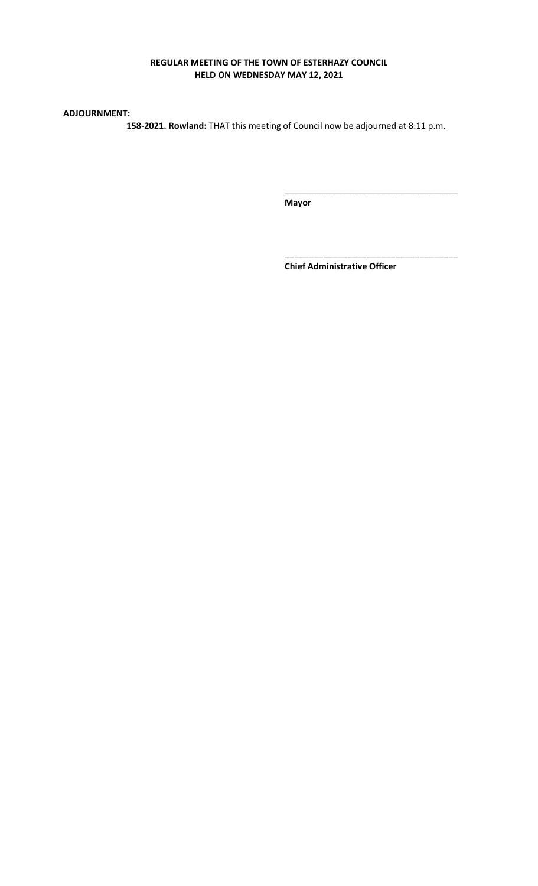**REGULAR MEETING OF THE TOWN OF ESTERHAZY COUNCIL**
**HELD ON WEDNESDAY MAY 12, 2021**

**ADJOURNMENT:**

**158-2021. Rowland:** THAT this meeting of Council now be adjourned at 8:11 p.m.

\_\_\_\_\_\_\_\_\_\_\_\_\_\_\_\_\_\_\_\_\_\_\_\_\_\_\_\_\_\_\_\_\_\_\_\_

**Mayor**

\_\_\_\_\_\_\_\_\_\_\_\_\_\_\_\_\_\_\_\_\_\_\_\_\_\_\_\_\_\_\_\_\_\_\_\_

**Chief Administrative Officer**